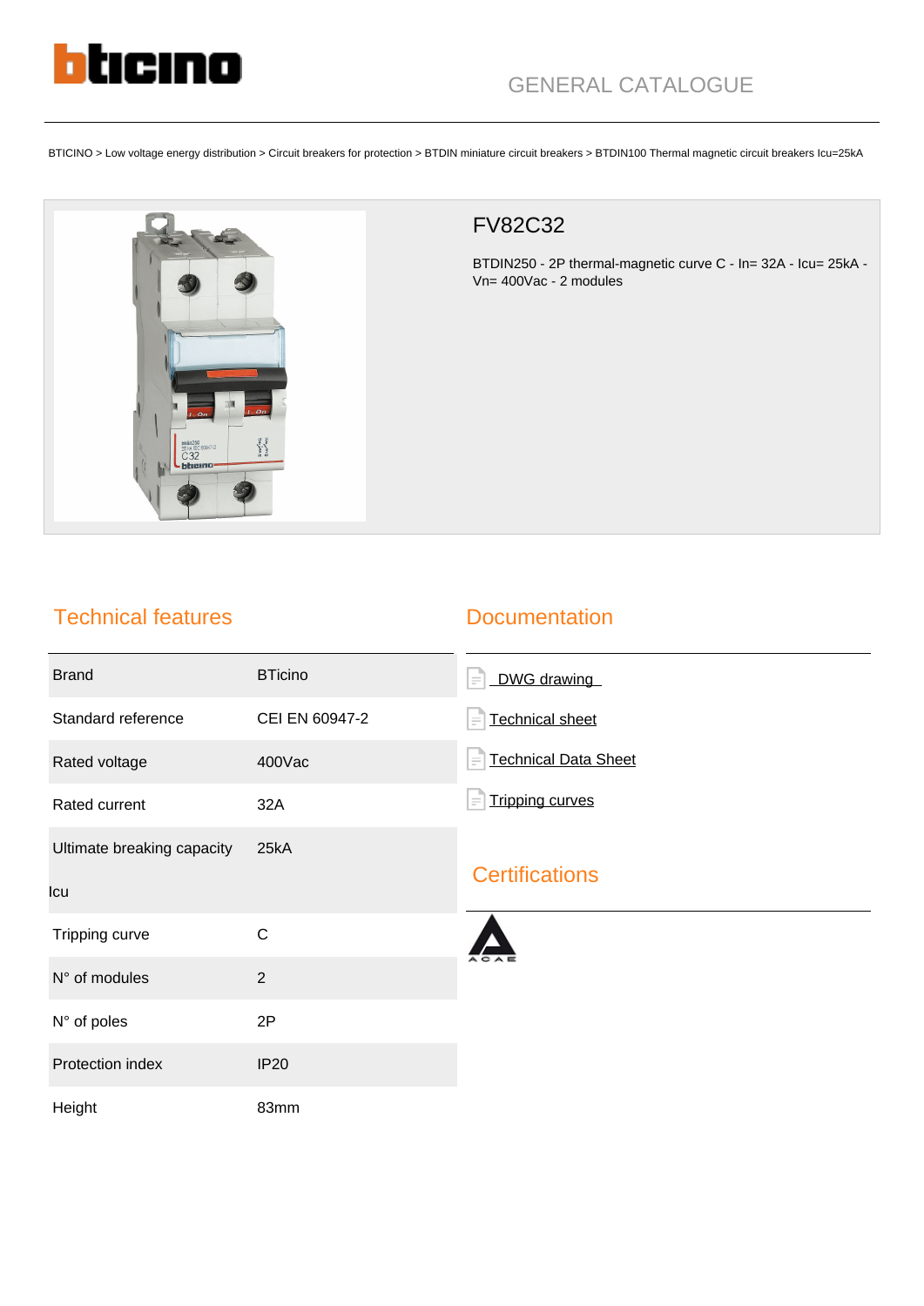GENERAL CATALOGUE

BTICINO > Low voltage energy distribution > Circuit breakers for protection > BTDIN miniature circuit breakers > BTDIN100 Thermal magnetic circuit breakers Icu=25kA

## FV82C32

BTDIN250 - 2P thermal-magnetic curve C - In= 32A - Icu= 25kA - Vn= 400Vac - 2 modules

## Technical features

| | |
|---|---|
| Brand | BTicino |
| Standard reference | CEI EN 60947-2 |
| Rated voltage | 400Vac |
| Rated current | 32A |
| Ultimate breaking capacity Icu | 25kA |
| Tripping curve | C |
| N° of modules | 2 |
| N° of poles | 2P |
| Protection index | IP20 |
| Height | 83mm |

## Documentation

- DWG drawing
- Technical sheet
- Technical Data Sheet
- Tripping curves

## Certifications

ACAE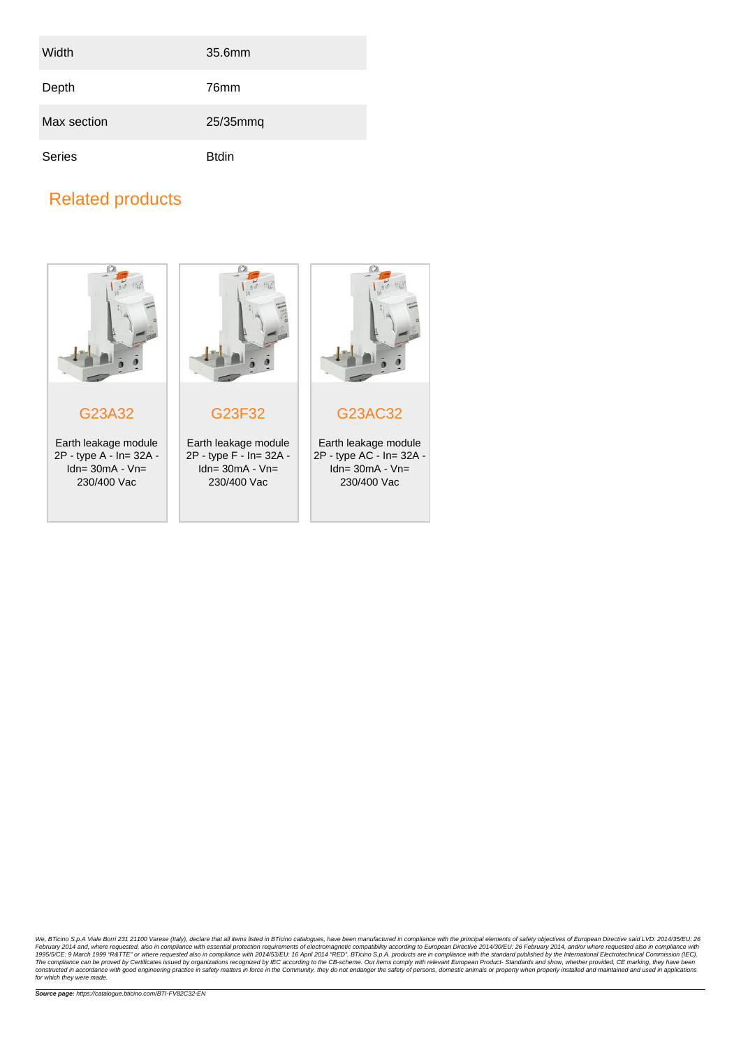| | |
|---|---|
| Width | 35.6mm |
| Depth | 76mm |
| Max section | 25/35mmq |
| Series | Btdin |

## Related products

**G23A32**

Earth leakage module 2P - type A - In= 32A - Idn= 30mA - Vn= 230/400 Vac

**G23F32**

Earth leakage module 2P - type F - In= 32A - Idn= 30mA - Vn= 230/400 Vac

**G23AC32**

Earth leakage module 2P - type AC - In= 32A - Idn= 30mA - Vn= 230/400 Vac

*We, BTicino S.p.A Viale Borri 231 21100 Varese (Italy), declare that all items listed in BTicino catalogues, have been manufactured in compliance with the principal elements of safety objectives of European Directive said LVD: 2014/35/EU: 26 February 2014 and, where requested, also in compliance with essential protection requirements of electromagnetic compatibility according to European Directive 2014/30/EU: 26 February 2014, and/or where requested also in compliance with 1995/5/CE: 9 March 1999 "R&TTE" or where requested also in compliance with 2014/53/EU: 16 April 2014 "RED". BTicino S.p.A. products are in compliance with the standard published by the International Electrotechnical Commission (IEC). The compliance can be proved by Certificates issued by organizations recognized by IEC according to the CB-scheme. Our items comply with relevant European Product- Standards and show, whether provided, CE marking, they have been constructed in accordance with good engineering practice in safety matters in force in the Community, they do not endanger the safety of persons, domestic animals or property when properly installed and maintained and used in applications for which they were made.*

**Source page:** *https://catalogue.bticino.com/BTI-FV82C32-EN*